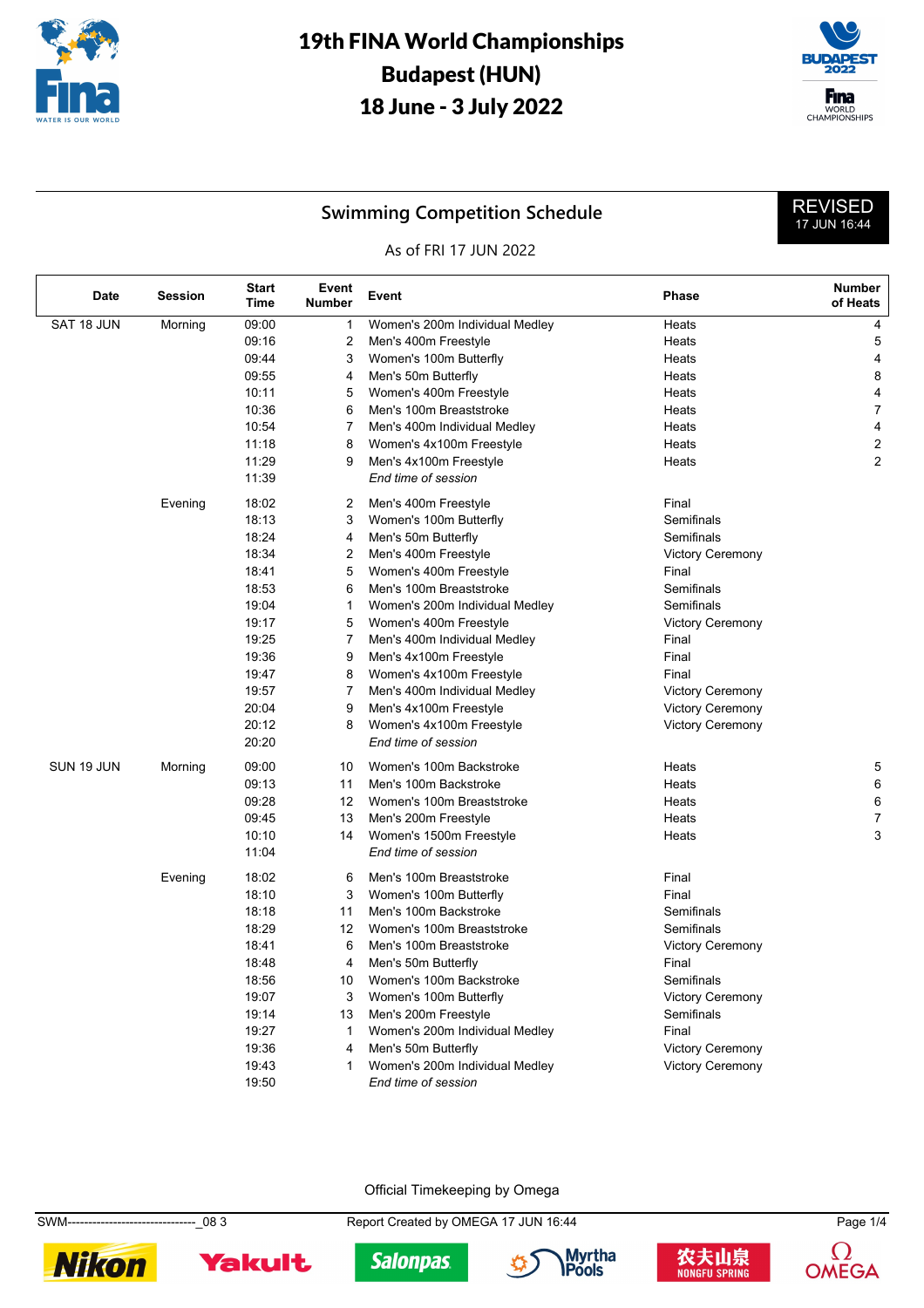# 19th FINA World Championships
# Budapest (HUN)
# 18 June - 3 July 2022

## Swimming Competition Schedule

**REVISED**
17 JUN 16:44

As of FRI 17 JUN 2022

| Date | Session | Start Time | Event Number | Event | Phase | Number of Heats |
|---|---|---|---|---|---|---|
| SAT 18 JUN | Morning | 09:00 | 1 | Women's 200m Individual Medley | Heats | 4 |
| | | 09:16 | 2 | Men's 400m Freestyle | Heats | 5 |
| | | 09:44 | 3 | Women's 100m Butterfly | Heats | 4 |
| | | 09:55 | 4 | Men's 50m Butterfly | Heats | 8 |
| | | 10:11 | 5 | Women's 400m Freestyle | Heats | 4 |
| | | 10:36 | 6 | Men's 100m Breaststroke | Heats | 7 |
| | | 10:54 | 7 | Men's 400m Individual Medley | Heats | 4 |
| | | 11:18 | 8 | Women's 4x100m Freestyle | Heats | 2 |
| | | 11:29 | 9 | Men's 4x100m Freestyle | Heats | 2 |
| | | 11:39 | | *End time of session* | | |
| | Evening | 18:02 | 2 | Men's 400m Freestyle | Final | |
| | | 18:13 | 3 | Women's 100m Butterfly | Semifinals | |
| | | 18:24 | 4 | Men's 50m Butterfly | Semifinals | |
| | | 18:34 | 2 | Men's 400m Freestyle | Victory Ceremony | |
| | | 18:41 | 5 | Women's 400m Freestyle | Final | |
| | | 18:53 | 6 | Men's 100m Breaststroke | Semifinals | |
| | | 19:04 | 1 | Women's 200m Individual Medley | Semifinals | |
| | | 19:17 | 5 | Women's 400m Freestyle | Victory Ceremony | |
| | | 19:25 | 7 | Men's 400m Individual Medley | Final | |
| | | 19:36 | 9 | Men's 4x100m Freestyle | Final | |
| | | 19:47 | 8 | Women's 4x100m Freestyle | Final | |
| | | 19:57 | 7 | Men's 400m Individual Medley | Victory Ceremony | |
| | | 20:04 | 9 | Men's 4x100m Freestyle | Victory Ceremony | |
| | | 20:12 | 8 | Women's 4x100m Freestyle | Victory Ceremony | |
| | | 20:20 | | *End time of session* | | |
| SUN 19 JUN | Morning | 09:00 | 10 | Women's 100m Backstroke | Heats | 5 |
| | | 09:13 | 11 | Men's 100m Backstroke | Heats | 6 |
| | | 09:28 | 12 | Women's 100m Breaststroke | Heats | 6 |
| | | 09:45 | 13 | Men's 200m Freestyle | Heats | 7 |
| | | 10:10 | 14 | Women's 1500m Freestyle | Heats | 3 |
| | | 11:04 | | *End time of session* | | |
| | Evening | 18:02 | 6 | Men's 100m Breaststroke | Final | |
| | | 18:10 | 3 | Women's 100m Butterfly | Final | |
| | | 18:18 | 11 | Men's 100m Backstroke | Semifinals | |
| | | 18:29 | 12 | Women's 100m Breaststroke | Semifinals | |
| | | 18:41 | 6 | Men's 100m Breaststroke | Victory Ceremony | |
| | | 18:48 | 4 | Men's 50m Butterfly | Final | |
| | | 18:56 | 10 | Women's 100m Backstroke | Semifinals | |
| | | 19:07 | 3 | Women's 100m Butterfly | Victory Ceremony | |
| | | 19:14 | 13 | Men's 200m Freestyle | Semifinals | |
| | | 19:27 | 1 | Women's 200m Individual Medley | Final | |
| | | 19:36 | 4 | Men's 50m Butterfly | Victory Ceremony | |
| | | 19:43 | 1 | Women's 200m Individual Medley | Victory Ceremony | |
| | | 19:50 | | *End time of session* | | |

Official Timekeeping by Omega

SWM-------------------------------_08 3 Report Created by OMEGA 17 JUN 16:44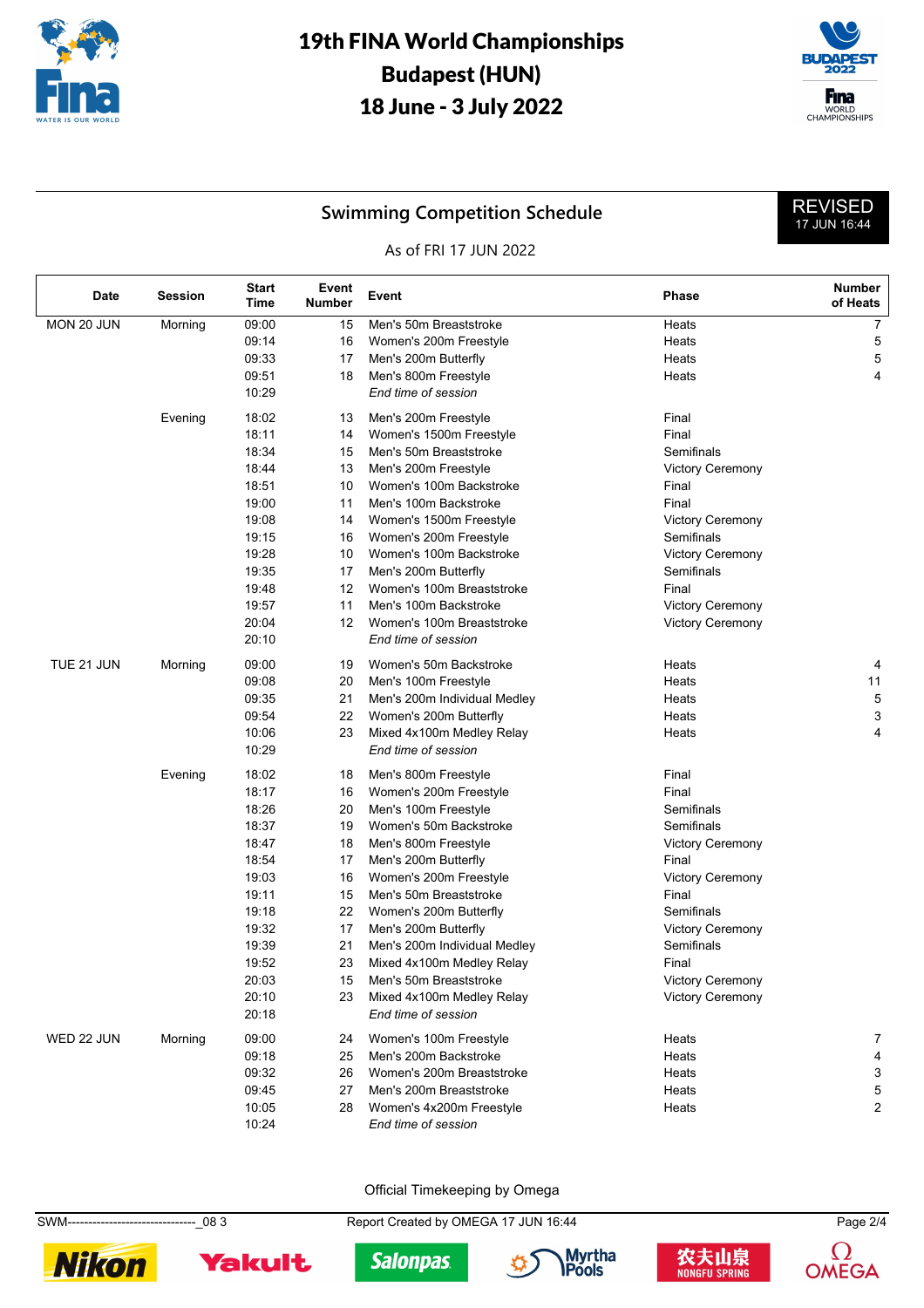# 19th FINA World Championships
# Budapest (HUN)
# 18 June - 3 July 2022

## Swimming Competition Schedule

REVISED 17 JUN 16:44

As of FRI 17 JUN 2022

| Date | Session | Start Time | Event Number | Event | Phase | Number of Heats |
|---|---|---|---|---|---|---|
| MON 20 JUN | Morning | 09:00 | 15 | Men's 50m Breaststroke | Heats | 7 |
| | | 09:14 | 16 | Women's 200m Freestyle | Heats | 5 |
| | | 09:33 | 17 | Men's 200m Butterfly | Heats | 5 |
| | | 09:51 | 18 | Men's 800m Freestyle | Heats | 4 |
| | | 10:29 | | *End time of session* | | |
| | Evening | 18:02 | 13 | Men's 200m Freestyle | Final | |
| | | 18:11 | 14 | Women's 1500m Freestyle | Final | |
| | | 18:34 | 15 | Men's 50m Breaststroke | Semifinals | |
| | | 18:44 | 13 | Men's 200m Freestyle | Victory Ceremony | |
| | | 18:51 | 10 | Women's 100m Backstroke | Final | |
| | | 19:00 | 11 | Men's 100m Backstroke | Final | |
| | | 19:08 | 14 | Women's 1500m Freestyle | Victory Ceremony | |
| | | 19:15 | 16 | Women's 200m Freestyle | Semifinals | |
| | | 19:28 | 10 | Women's 100m Backstroke | Victory Ceremony | |
| | | 19:35 | 17 | Men's 200m Butterfly | Semifinals | |
| | | 19:48 | 12 | Women's 100m Breaststroke | Final | |
| | | 19:57 | 11 | Men's 100m Backstroke | Victory Ceremony | |
| | | 20:04 | 12 | Women's 100m Breaststroke | Victory Ceremony | |
| | | 20:10 | | *End time of session* | | |
| TUE 21 JUN | Morning | 09:00 | 19 | Women's 50m Backstroke | Heats | 4 |
| | | 09:08 | 20 | Men's 100m Freestyle | Heats | 11 |
| | | 09:35 | 21 | Men's 200m Individual Medley | Heats | 5 |
| | | 09:54 | 22 | Women's 200m Butterfly | Heats | 3 |
| | | 10:06 | 23 | Mixed 4x100m Medley Relay | Heats | 4 |
| | | 10:29 | | *End time of session* | | |
| | Evening | 18:02 | 18 | Men's 800m Freestyle | Final | |
| | | 18:17 | 16 | Women's 200m Freestyle | Final | |
| | | 18:26 | 20 | Men's 100m Freestyle | Semifinals | |
| | | 18:37 | 19 | Women's 50m Backstroke | Semifinals | |
| | | 18:47 | 18 | Men's 800m Freestyle | Victory Ceremony | |
| | | 18:54 | 17 | Men's 200m Butterfly | Final | |
| | | 19:03 | 16 | Women's 200m Freestyle | Victory Ceremony | |
| | | 19:11 | 15 | Men's 50m Breaststroke | Final | |
| | | 19:18 | 22 | Women's 200m Butterfly | Semifinals | |
| | | 19:32 | 17 | Men's 200m Butterfly | Victory Ceremony | |
| | | 19:39 | 21 | Men's 200m Individual Medley | Semifinals | |
| | | 19:52 | 23 | Mixed 4x100m Medley Relay | Final | |
| | | 20:03 | 15 | Men's 50m Breaststroke | Victory Ceremony | |
| | | 20:10 | 23 | Mixed 4x100m Medley Relay | Victory Ceremony | |
| | | 20:18 | | *End time of session* | | |
| WED 22 JUN | Morning | 09:00 | 24 | Women's 100m Freestyle | Heats | 7 |
| | | 09:18 | 25 | Men's 200m Backstroke | Heats | 4 |
| | | 09:32 | 26 | Women's 200m Breaststroke | Heats | 3 |
| | | 09:45 | 27 | Men's 200m Breaststroke | Heats | 5 |
| | | 10:05 | 28 | Women's 4x200m Freestyle | Heats | 2 |
| | | 10:24 | | *End time of session* | | |

Official Timekeeping by Omega

SWM--------------------------------_08 3 Report Created by OMEGA 17 JUN 16:44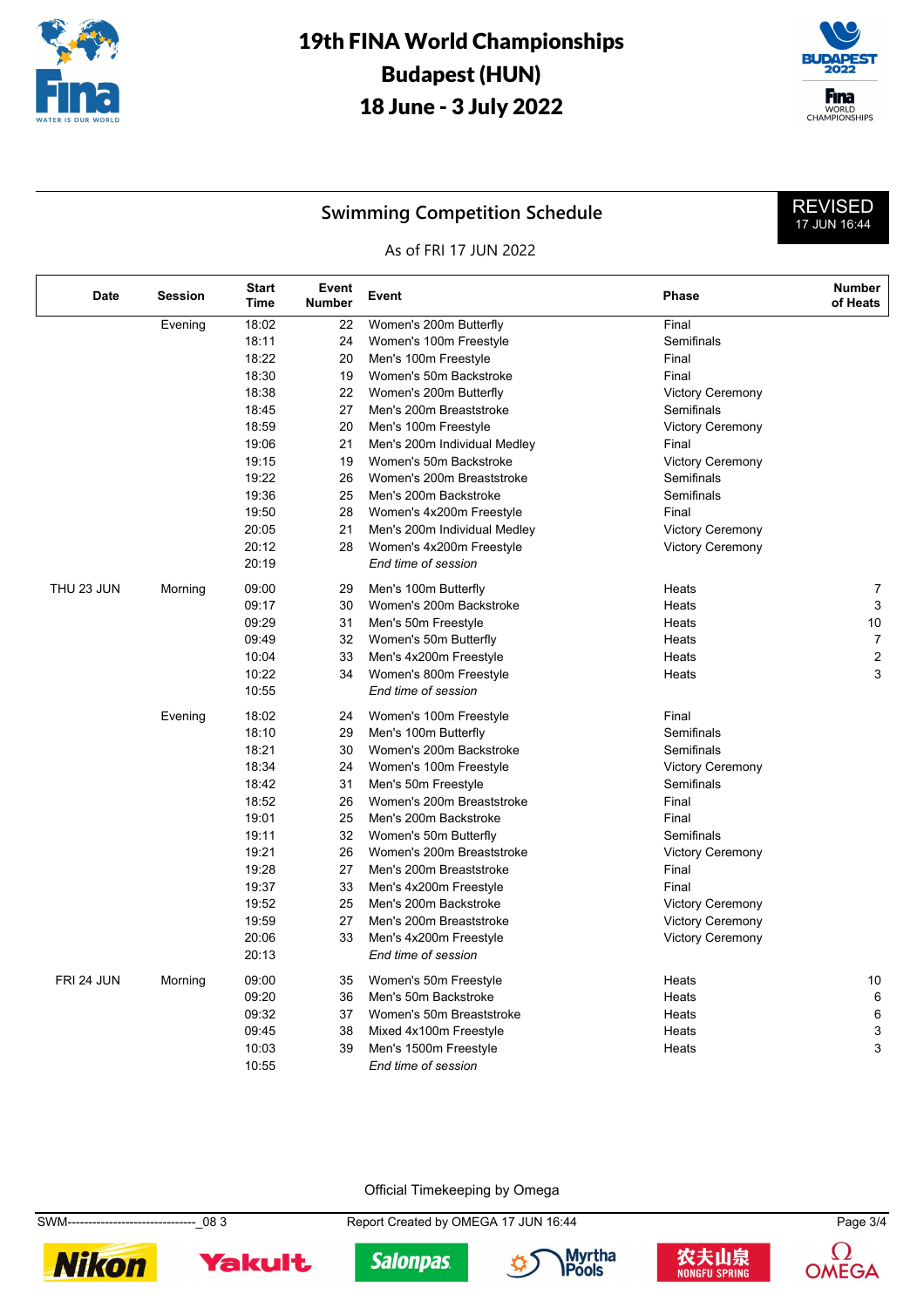# 19th FINA World Championships
# Budapest (HUN)
# 18 June - 3 July 2022

## Swimming Competition Schedule

**REVISED** 17 JUN 16:44

As of FRI 17 JUN 2022

| Date | Session | Start Time | Event Number | Event | Phase | Number of Heats |
|---|---|---|---|---|---|---|
| | Evening | 18:02 | 22 | Women's 200m Butterfly | Final | |
| | | 18:11 | 24 | Women's 100m Freestyle | Semifinals | |
| | | 18:22 | 20 | Men's 100m Freestyle | Final | |
| | | 18:30 | 19 | Women's 50m Backstroke | Final | |
| | | 18:38 | 22 | Women's 200m Butterfly | Victory Ceremony | |
| | | 18:45 | 27 | Men's 200m Breaststroke | Semifinals | |
| | | 18:59 | 20 | Men's 100m Freestyle | Victory Ceremony | |
| | | 19:06 | 21 | Men's 200m Individual Medley | Final | |
| | | 19:15 | 19 | Women's 50m Backstroke | Victory Ceremony | |
| | | 19:22 | 26 | Women's 200m Breaststroke | Semifinals | |
| | | 19:36 | 25 | Men's 200m Backstroke | Semifinals | |
| | | 19:50 | 28 | Women's 4x200m Freestyle | Final | |
| | | 20:05 | 21 | Men's 200m Individual Medley | Victory Ceremony | |
| | | 20:12 | 28 | Women's 4x200m Freestyle | Victory Ceremony | |
| | | 20:19 | | *End time of session* | | |
| THU 23 JUN | Morning | 09:00 | 29 | Men's 100m Butterfly | Heats | 7 |
| | | 09:17 | 30 | Women's 200m Backstroke | Heats | 3 |
| | | 09:29 | 31 | Men's 50m Freestyle | Heats | 10 |
| | | 09:49 | 32 | Women's 50m Butterfly | Heats | 7 |
| | | 10:04 | 33 | Men's 4x200m Freestyle | Heats | 2 |
| | | 10:22 | 34 | Women's 800m Freestyle | Heats | 3 |
| | | 10:55 | | *End time of session* | | |
| | Evening | 18:02 | 24 | Women's 100m Freestyle | Final | |
| | | 18:10 | 29 | Men's 100m Butterfly | Semifinals | |
| | | 18:21 | 30 | Women's 200m Backstroke | Semifinals | |
| | | 18:34 | 24 | Women's 100m Freestyle | Victory Ceremony | |
| | | 18:42 | 31 | Men's 50m Freestyle | Semifinals | |
| | | 18:52 | 26 | Women's 200m Breaststroke | Final | |
| | | 19:01 | 25 | Men's 200m Backstroke | Final | |
| | | 19:11 | 32 | Women's 50m Butterfly | Semifinals | |
| | | 19:21 | 26 | Women's 200m Breaststroke | Victory Ceremony | |
| | | 19:28 | 27 | Men's 200m Breaststroke | Final | |
| | | 19:37 | 33 | Men's 4x200m Freestyle | Final | |
| | | 19:52 | 25 | Men's 200m Backstroke | Victory Ceremony | |
| | | 19:59 | 27 | Men's 200m Breaststroke | Victory Ceremony | |
| | | 20:06 | 33 | Men's 4x200m Freestyle | Victory Ceremony | |
| | | 20:13 | | *End time of session* | | |
| FRI 24 JUN | Morning | 09:00 | 35 | Women's 50m Freestyle | Heats | 10 |
| | | 09:20 | 36 | Men's 50m Backstroke | Heats | 6 |
| | | 09:32 | 37 | Women's 50m Breaststroke | Heats | 6 |
| | | 09:45 | 38 | Mixed 4x100m Freestyle | Heats | 3 |
| | | 10:03 | 39 | Men's 1500m Freestyle | Heats | 3 |
| | | 10:55 | | *End time of session* | | |

Official Timekeeping by Omega

SWM--------------------------------_08 3 Report Created by OMEGA 17 JUN 16:44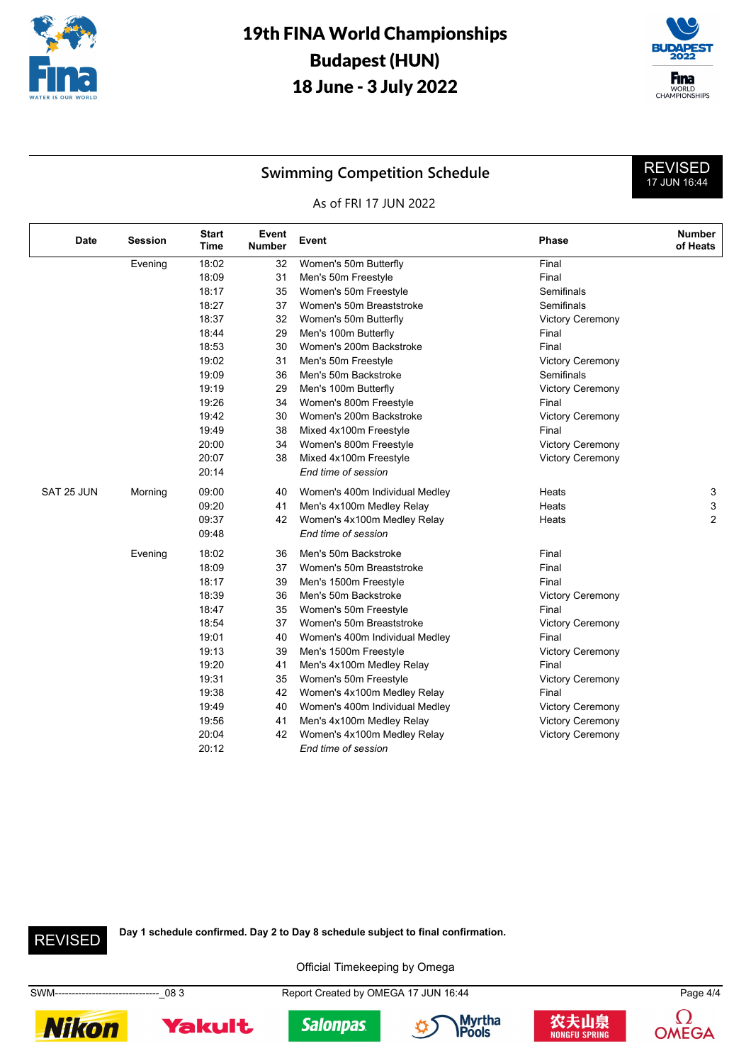# 19th FINA World Championships
# Budapest (HUN)
# 18 June - 3 July 2022

## Swimming Competition Schedule

**REVISED** 17 JUN 16:44

As of FRI 17 JUN 2022

| Date | Session | Start Time | Event Number | Event | Phase | Number of Heats |
|---|---|---|---|---|---|---|
| | Evening | 18:02 | 32 | Women's 50m Butterfly | Final | |
| | | 18:09 | 31 | Men's 50m Freestyle | Final | |
| | | 18:17 | 35 | Women's 50m Freestyle | Semifinals | |
| | | 18:27 | 37 | Women's 50m Breaststroke | Semifinals | |
| | | 18:37 | 32 | Women's 50m Butterfly | Victory Ceremony | |
| | | 18:44 | 29 | Men's 100m Butterfly | Final | |
| | | 18:53 | 30 | Women's 200m Backstroke | Final | |
| | | 19:02 | 31 | Men's 50m Freestyle | Victory Ceremony | |
| | | 19:09 | 36 | Men's 50m Backstroke | Semifinals | |
| | | 19:19 | 29 | Men's 100m Butterfly | Victory Ceremony | |
| | | 19:26 | 34 | Women's 800m Freestyle | Final | |
| | | 19:42 | 30 | Women's 200m Backstroke | Victory Ceremony | |
| | | 19:49 | 38 | Mixed 4x100m Freestyle | Final | |
| | | 20:00 | 34 | Women's 800m Freestyle | Victory Ceremony | |
| | | 20:07 | 38 | Mixed 4x100m Freestyle | Victory Ceremony | |
| | | 20:14 | | *End time of session* | | |
| SAT 25 JUN | Morning | 09:00 | 40 | Women's 400m Individual Medley | Heats | 3 |
| | | 09:20 | 41 | Men's 4x100m Medley Relay | Heats | 3 |
| | | 09:37 | 42 | Women's 4x100m Medley Relay | Heats | 2 |
| | | 09:48 | | *End time of session* | | |
| | Evening | 18:02 | 36 | Men's 50m Backstroke | Final | |
| | | 18:09 | 37 | Women's 50m Breaststroke | Final | |
| | | 18:17 | 39 | Men's 1500m Freestyle | Final | |
| | | 18:39 | 36 | Men's 50m Backstroke | Victory Ceremony | |
| | | 18:47 | 35 | Women's 50m Freestyle | Final | |
| | | 18:54 | 37 | Women's 50m Breaststroke | Victory Ceremony | |
| | | 19:01 | 40 | Women's 400m Individual Medley | Final | |
| | | 19:13 | 39 | Men's 1500m Freestyle | Victory Ceremony | |
| | | 19:20 | 41 | Men's 4x100m Medley Relay | Final | |
| | | 19:31 | 35 | Women's 50m Freestyle | Victory Ceremony | |
| | | 19:38 | 42 | Women's 4x100m Medley Relay | Final | |
| | | 19:49 | 40 | Women's 400m Individual Medley | Victory Ceremony | |
| | | 19:56 | 41 | Men's 4x100m Medley Relay | Victory Ceremony | |
| | | 20:04 | 42 | Women's 4x100m Medley Relay | Victory Ceremony | |
| | | 20:12 | | *End time of session* | | |

**REVISED** **Day 1 schedule confirmed. Day 2 to Day 8 schedule subject to final confirmation.**

Official Timekeeping by Omega

SWM--------------------------------_08 3 Report Created by OMEGA 17 JUN 16:44